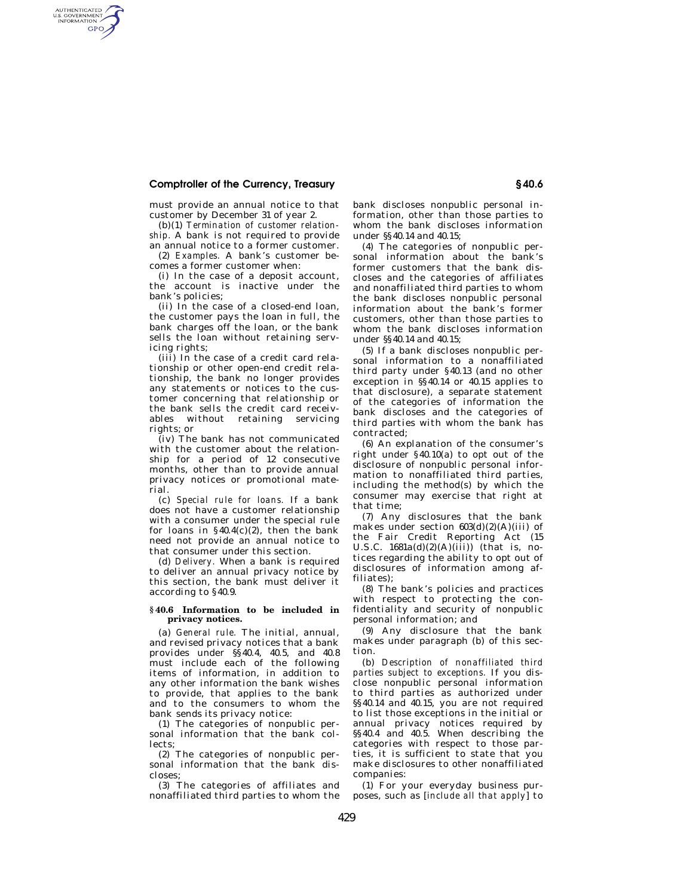must provide an annual notice to that customer by December 31 of year 2.

(b)(1) *Termination of customer relationship.* A bank is not required to provide an annual notice to a former customer.

(2) *Examples.* A bank's customer becomes a former customer when:

(i) In the case of a deposit account, the account is inactive under the bank's policies;

(ii) In the case of a closed-end loan, the customer pays the loan in full, the bank charges off the loan, or the bank sells the loan without retaining servicing rights;

(iii) In the case of a credit card relationship or other open-end credit relationship, the bank no longer provides any statements or notices to the customer concerning that relationship or the bank sells the credit card receivables without retaining servicing rights; or

(iv) The bank has not communicated with the customer about the relationship for a period of 12 consecutive months, other than to provide annual privacy notices or promotional material.

(c) *Special rule for loans.* If a bank does not have a customer relationship with a consumer under the special rule for loans in §40.4(c)(2), then the bank need not provide an annual notice to that consumer under this section.

(d) *Delivery.* When a bank is required to deliver an annual privacy notice by this section, the bank must deliver it according to §40.9.

## §40.6 Information to be included in privacy notices.

(a) *General rule.* The initial, annual, and revised privacy notices that a bank provides under §§40.4, 40.5, and 40.8 must include each of the following items of information, in addition to any other information the bank wishes to provide, that applies to the bank and to the consumers to whom the bank sends its privacy notice:

(1) The categories of nonpublic personal information that the bank collects;

(2) The categories of nonpublic personal information that the bank discloses;

(3) The categories of affiliates and nonaffiliated third parties to whom the bank discloses nonpublic personal information, other than those parties to whom the bank discloses information under §§40.14 and 40.15;

(4) The categories of nonpublic personal information about the bank's former customers that the bank discloses and the categories of affiliates and nonaffiliated third parties to whom the bank discloses nonpublic personal information about the bank's former customers, other than those parties to whom the bank discloses information under §§40.14 and 40.15;

(5) If a bank discloses nonpublic personal information to a nonaffiliated third party under §40.13 (and no other exception in §§40.14 or 40.15 applies to that disclosure), a separate statement of the categories of information the bank discloses and the categories of third parties with whom the bank has contracted;

(6) An explanation of the consumer's right under §40.10(a) to opt out of the disclosure of nonpublic personal information to nonaffiliated third parties, including the method(s) by which the consumer may exercise that right at that time;

(7) Any disclosures that the bank makes under section 603(d)(2)(A)(iii) of the Fair Credit Reporting Act (15 U.S.C. 1681a(d)(2)(A)(iii)) (that is, notices regarding the ability to opt out of disclosures of information among affiliates);

(8) The bank's policies and practices with respect to protecting the confidentiality and security of nonpublic personal information; and

(9) Any disclosure that the bank makes under paragraph (b) of this section.

(b) *Description of nonaffiliated third parties subject to exceptions.* If you disclose nonpublic personal information to third parties as authorized under §§40.14 and 40.15, you are not required to list those exceptions in the initial or annual privacy notices required by §§40.4 and 40.5. When describing the categories with respect to those parties, it is sufficient to state that you make disclosures to other nonaffiliated companies:

(1) For your everyday business purposes, such as [*include all that apply*] to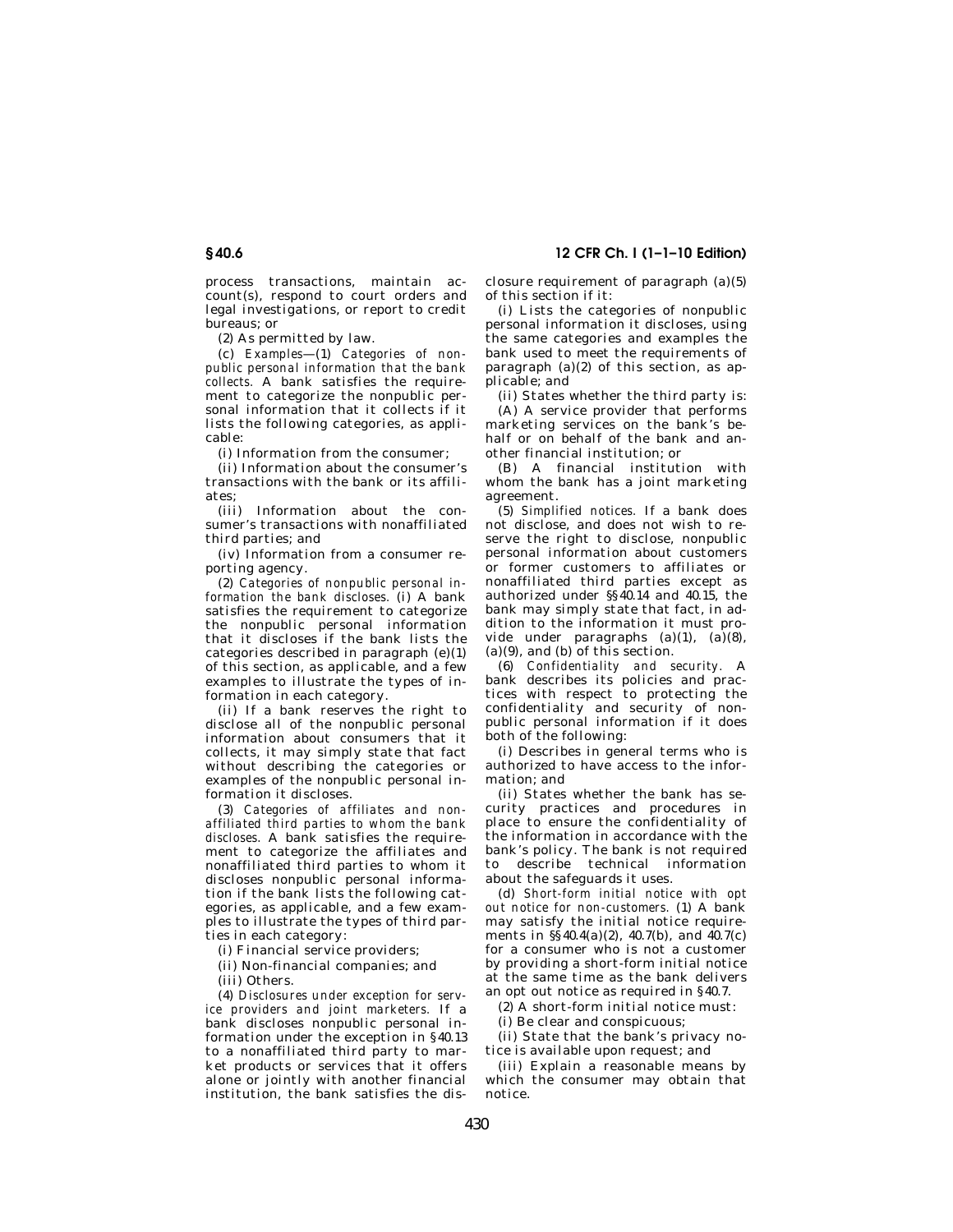process transactions, maintain account(s), respond to court orders and legal investigations, or report to credit bureaus; or

(2) As permitted by law.

(c) *Examples*—(1) *Categories of nonpublic personal information that the bank collects.* A bank satisfies the requirement to categorize the nonpublic personal information that it collects if it lists the following categories, as applicable:

(i) Information from the consumer;

(ii) Information about the consumer's transactions with the bank or its affiliates;

(iii) Information about the consumer's transactions with nonaffiliated third parties; and

(iv) Information from a consumer reporting agency.

(2) *Categories of nonpublic personal information the bank discloses.* (i) A bank satisfies the requirement to categorize the nonpublic personal information that it discloses if the bank lists the categories described in paragraph (e)(1) of this section, as applicable, and a few examples to illustrate the types of information in each category.

(ii) If a bank reserves the right to disclose all of the nonpublic personal information about consumers that it collects, it may simply state that fact without describing the categories or examples of the nonpublic personal information it discloses.

(3) *Categories of affiliates and nonaffiliated third parties to whom the bank discloses.* A bank satisfies the requirement to categorize the affiliates and nonaffiliated third parties to whom it discloses nonpublic personal information if the bank lists the following categories, as applicable, and a few examples to illustrate the types of third parties in each category:

(i) Financial service providers;

(ii) Non-financial companies; and

(iii) Others.

(4) *Disclosures under exception for service providers and joint marketers.* If a bank discloses nonpublic personal information under the exception in §40.13 to a nonaffiliated third party to market products or services that it offers alone or jointly with another financial institution, the bank satisfies the disclosure requirement of paragraph (a)(5) of this section if it:

(i) Lists the categories of nonpublic personal information it discloses, using the same categories and examples the bank used to meet the requirements of paragraph (a)(2) of this section, as applicable; and

(ii) States whether the third party is:

(A) A service provider that performs marketing services on the bank's behalf or on behalf of the bank and another financial institution; or

(B) A financial institution with whom the bank has a joint marketing agreement.

(5) *Simplified notices.* If a bank does not disclose, and does not wish to reserve the right to disclose, nonpublic personal information about customers or former customers to affiliates or nonaffiliated third parties except as authorized under §§40.14 and 40.15, the bank may simply state that fact, in addition to the information it must provide under paragraphs (a)(1), (a)(8), (a)(9), and (b) of this section.

(6) *Confidentiality and security.* A bank describes its policies and practices with respect to protecting the confidentiality and security of nonpublic personal information if it does both of the following:

(i) Describes in general terms who is authorized to have access to the information; and

(ii) States whether the bank has security practices and procedures in place to ensure the confidentiality of the information in accordance with the bank's policy. The bank is not required to describe technical information about the safeguards it uses.

(d) *Short-form initial notice with opt out notice for non-customers.* (1) A bank may satisfy the initial notice requirements in §§40.4(a)(2), 40.7(b), and 40.7(c) for a consumer who is not a customer by providing a short-form initial notice at the same time as the bank delivers an opt out notice as required in §40.7.

(2) A short-form initial notice must:

(i) Be clear and conspicuous;

(ii) State that the bank's privacy notice is available upon request; and

(iii) Explain a reasonable means by which the consumer may obtain that notice.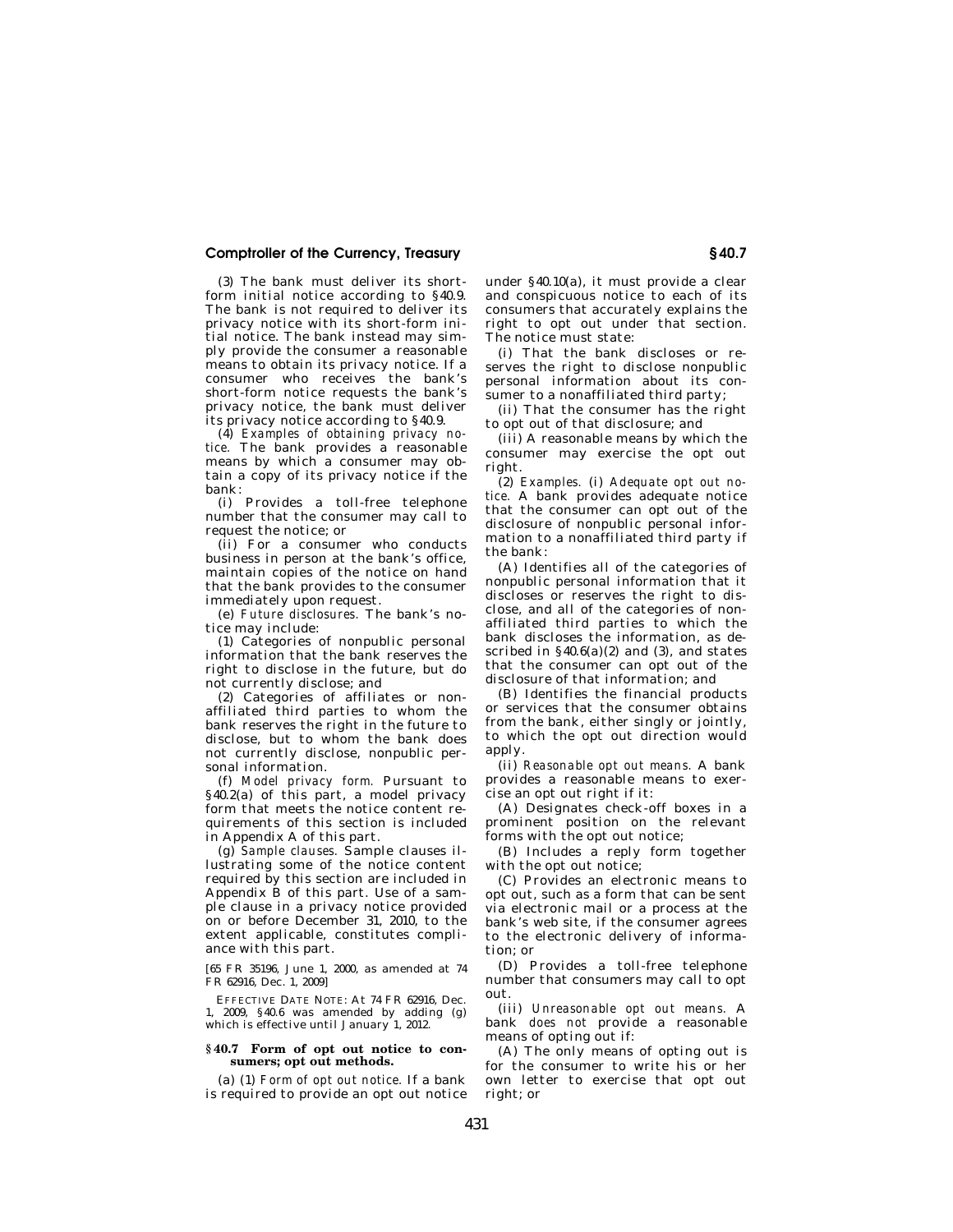(3) The bank must deliver its short-form initial notice according to §40.9. The bank is not required to deliver its privacy notice with its short-form initial notice. The bank instead may simply provide the consumer a reasonable means to obtain its privacy notice. If a consumer who receives the bank's short-form notice requests the bank's privacy notice, the bank must deliver its privacy notice according to §40.9.

(4) *Examples of obtaining privacy notice.* The bank provides a reasonable means by which a consumer may obtain a copy of its privacy notice if the bank:

(i) Provides a toll-free telephone number that the consumer may call to request the notice; or

(ii) For a consumer who conducts business in person at the bank's office, maintain copies of the notice on hand that the bank provides to the consumer immediately upon request.

(e) *Future disclosures.* The bank's notice may include:

(1) Categories of nonpublic personal information that the bank reserves the right to disclose in the future, but do not currently disclose; and

(2) Categories of affiliates or nonaffiliated third parties to whom the bank reserves the right in the future to disclose, but to whom the bank does not currently disclose, nonpublic personal information.

(f) *Model privacy form.* Pursuant to §40.2(a) of this part, a model privacy form that meets the notice content requirements of this section is included in Appendix A of this part.

(g) *Sample clauses.* Sample clauses illustrating some of the notice content required by this section are included in Appendix B of this part. Use of a sample clause in a privacy notice provided on or before December 31, 2010, to the extent applicable, constitutes compliance with this part.

[65 FR 35196, June 1, 2000, as amended at 74 FR 62916, Dec. 1, 2009]

EFFECTIVE DATE NOTE: At 74 FR 62916, Dec. 1, 2009, §40.6 was amended by adding (g) which is effective until January 1, 2012.

## §40.7 Form of opt out notice to consumers; opt out methods.

(a) (1) *Form of opt out notice.* If a bank is required to provide an opt out notice under §40.10(a), it must provide a clear and conspicuous notice to each of its consumers that accurately explains the right to opt out under that section. The notice must state:

(i) That the bank discloses or reserves the right to disclose nonpublic personal information about its consumer to a nonaffiliated third party;

(ii) That the consumer has the right to opt out of that disclosure; and

(iii) A reasonable means by which the consumer may exercise the opt out right.

(2) *Examples.* (i) *Adequate opt out notice.* A bank provides adequate notice that the consumer can opt out of the disclosure of nonpublic personal information to a nonaffiliated third party if the bank:

(A) Identifies all of the categories of nonpublic personal information that it discloses or reserves the right to disclose, and all of the categories of nonaffiliated third parties to which the bank discloses the information, as described in §40.6(a)(2) and (3), and states that the consumer can opt out of the disclosure of that information; and

(B) Identifies the financial products or services that the consumer obtains from the bank, either singly or jointly, to which the opt out direction would apply.

(ii) *Reasonable opt out means.* A bank provides a reasonable means to exercise an opt out right if it:

(A) Designates check-off boxes in a prominent position on the relevant forms with the opt out notice;

(B) Includes a reply form together with the opt out notice;

(C) Provides an electronic means to opt out, such as a form that can be sent via electronic mail or a process at the bank's web site, if the consumer agrees to the electronic delivery of information; or

(D) Provides a toll-free telephone number that consumers may call to opt out.

(iii) *Unreasonable opt out means.* A bank *does not* provide a reasonable means of opting out if:

(A) The only means of opting out is for the consumer to write his or her own letter to exercise that opt out right; or